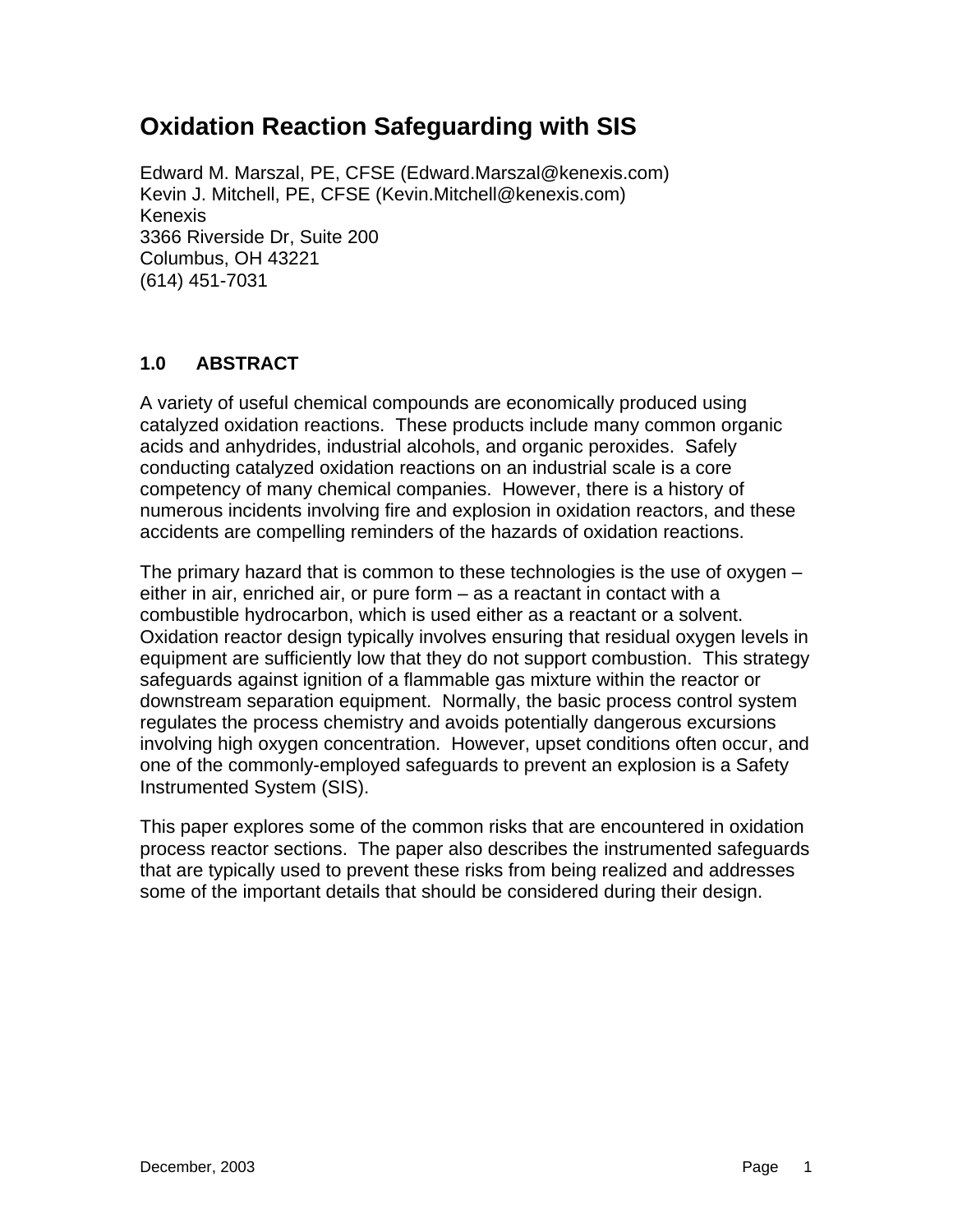# Oxidation Reaction Safeguarding with SIS

Edward M. Marszal, PE, CFSE (Edward.Marszal@kenexis.com)
Kevin J. Mitchell, PE, CFSE (Kevin.Mitchell@kenexis.com)
Kenexis
3366 Riverside Dr, Suite 200
Columbus, OH 43221
(614) 451-7031

## 1.0 ABSTRACT

A variety of useful chemical compounds are economically produced using catalyzed oxidation reactions. These products include many common organic acids and anhydrides, industrial alcohols, and organic peroxides. Safely conducting catalyzed oxidation reactions on an industrial scale is a core competency of many chemical companies. However, there is a history of numerous incidents involving fire and explosion in oxidation reactors, and these accidents are compelling reminders of the hazards of oxidation reactions.

The primary hazard that is common to these technologies is the use of oxygen – either in air, enriched air, or pure form – as a reactant in contact with a combustible hydrocarbon, which is used either as a reactant or a solvent. Oxidation reactor design typically involves ensuring that residual oxygen levels in equipment are sufficiently low that they do not support combustion. This strategy safeguards against ignition of a flammable gas mixture within the reactor or downstream separation equipment. Normally, the basic process control system regulates the process chemistry and avoids potentially dangerous excursions involving high oxygen concentration. However, upset conditions often occur, and one of the commonly-employed safeguards to prevent an explosion is a Safety Instrumented System (SIS).

This paper explores some of the common risks that are encountered in oxidation process reactor sections. The paper also describes the instrumented safeguards that are typically used to prevent these risks from being realized and addresses some of the important details that should be considered during their design.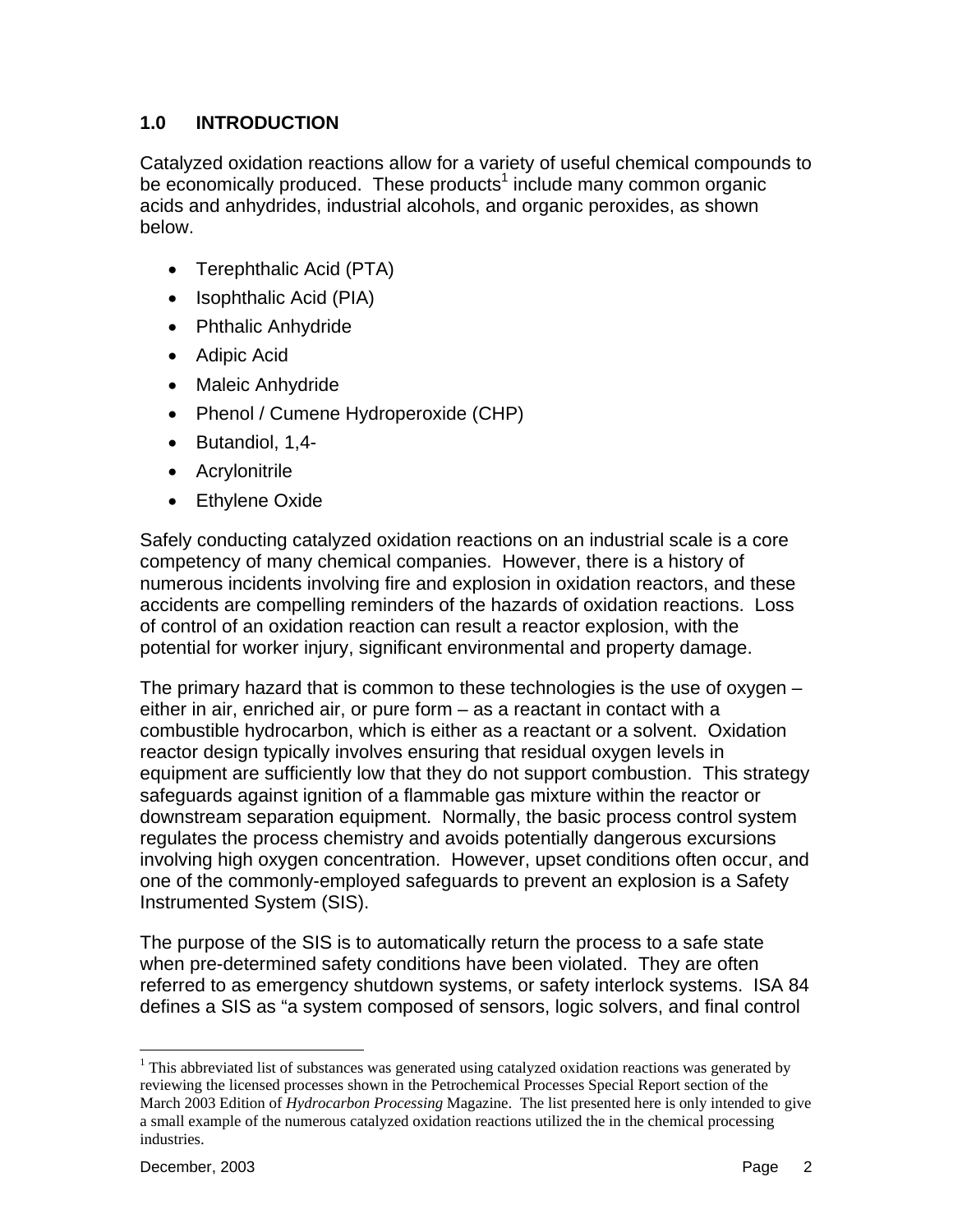## 1.0 INTRODUCTION

Catalyzed oxidation reactions allow for a variety of useful chemical compounds to be economically produced. These products[1] include many common organic acids and anhydrides, industrial alcohols, and organic peroxides, as shown below.

- Terephthalic Acid (PTA)
- Isophthalic Acid (PIA)
- Phthalic Anhydride
- Adipic Acid
- Maleic Anhydride
- Phenol / Cumene Hydroperoxide (CHP)
- Butandiol, 1,4-
- Acrylonitrile
- Ethylene Oxide

Safely conducting catalyzed oxidation reactions on an industrial scale is a core competency of many chemical companies. However, there is a history of numerous incidents involving fire and explosion in oxidation reactors, and these accidents are compelling reminders of the hazards of oxidation reactions. Loss of control of an oxidation reaction can result a reactor explosion, with the potential for worker injury, significant environmental and property damage.

The primary hazard that is common to these technologies is the use of oxygen – either in air, enriched air, or pure form – as a reactant in contact with a combustible hydrocarbon, which is either as a reactant or a solvent. Oxidation reactor design typically involves ensuring that residual oxygen levels in equipment are sufficiently low that they do not support combustion. This strategy safeguards against ignition of a flammable gas mixture within the reactor or downstream separation equipment. Normally, the basic process control system regulates the process chemistry and avoids potentially dangerous excursions involving high oxygen concentration. However, upset conditions often occur, and one of the commonly-employed safeguards to prevent an explosion is a Safety Instrumented System (SIS).

The purpose of the SIS is to automatically return the process to a safe state when pre-determined safety conditions have been violated. They are often referred to as emergency shutdown systems, or safety interlock systems. ISA 84 defines a SIS as "a system composed of sensors, logic solvers, and final control

[1] This abbreviated list of substances was generated using catalyzed oxidation reactions was generated by reviewing the licensed processes shown in the Petrochemical Processes Special Report section of the March 2003 Edition of *Hydrocarbon Processing* Magazine. The list presented here is only intended to give a small example of the numerous catalyzed oxidation reactions utilized the in the chemical processing industries.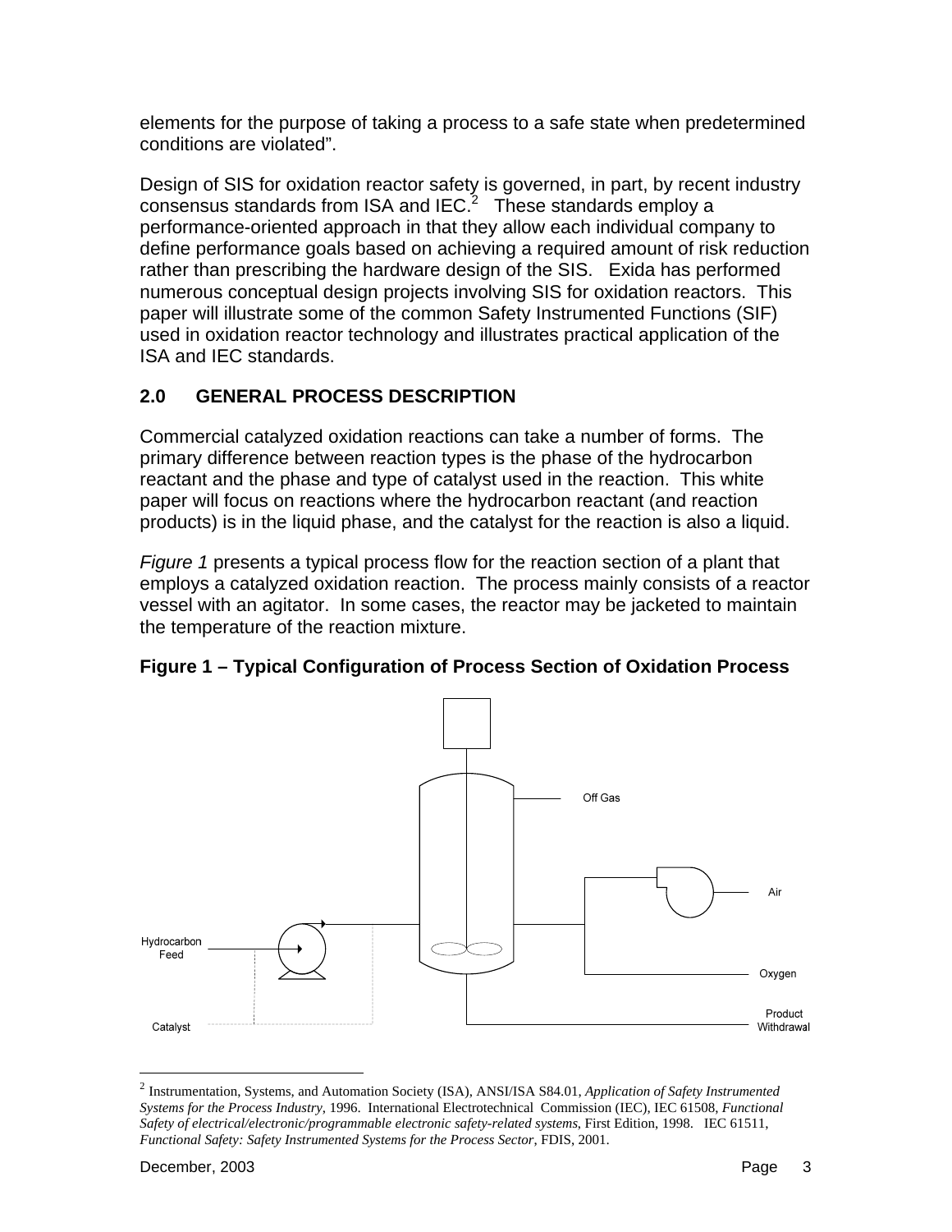elements for the purpose of taking a process to a safe state when predetermined conditions are violated".

Design of SIS for oxidation reactor safety is governed, in part, by recent industry consensus standards from ISA and IEC.[2] These standards employ a performance-oriented approach in that they allow each individual company to define performance goals based on achieving a required amount of risk reduction rather than prescribing the hardware design of the SIS. Exida has performed numerous conceptual design projects involving SIS for oxidation reactors. This paper will illustrate some of the common Safety Instrumented Functions (SIF) used in oxidation reactor technology and illustrates practical application of the ISA and IEC standards.

## 2.0 GENERAL PROCESS DESCRIPTION

Commercial catalyzed oxidation reactions can take a number of forms. The primary difference between reaction types is the phase of the hydrocarbon reactant and the phase and type of catalyst used in the reaction. This white paper will focus on reactions where the hydrocarbon reactant (and reaction products) is in the liquid phase, and the catalyst for the reaction is also a liquid.

*Figure 1* presents a typical process flow for the reaction section of a plant that employs a catalyzed oxidation reaction. The process mainly consists of a reactor vessel with an agitator. In some cases, the reactor may be jacketed to maintain the temperature of the reaction mixture.

**Figure 1 – Typical Configuration of Process Section of Oxidation Process**

Off Gas

Air

Hydrocarbon Feed

Oxygen

Catalyst

Product Withdrawal

---

[2] Instrumentation, Systems, and Automation Society (ISA), ANSI/ISA S84.01, *Application of Safety Instrumented Systems for the Process Industry*, 1996. International Electrotechnical Commission (IEC), IEC 61508, *Functional Safety of electrical/electronic/programmable electronic safety-related systems*, First Edition, 1998. IEC 61511, *Functional Safety: Safety Instrumented Systems for the Process Sector*, FDIS, 2001.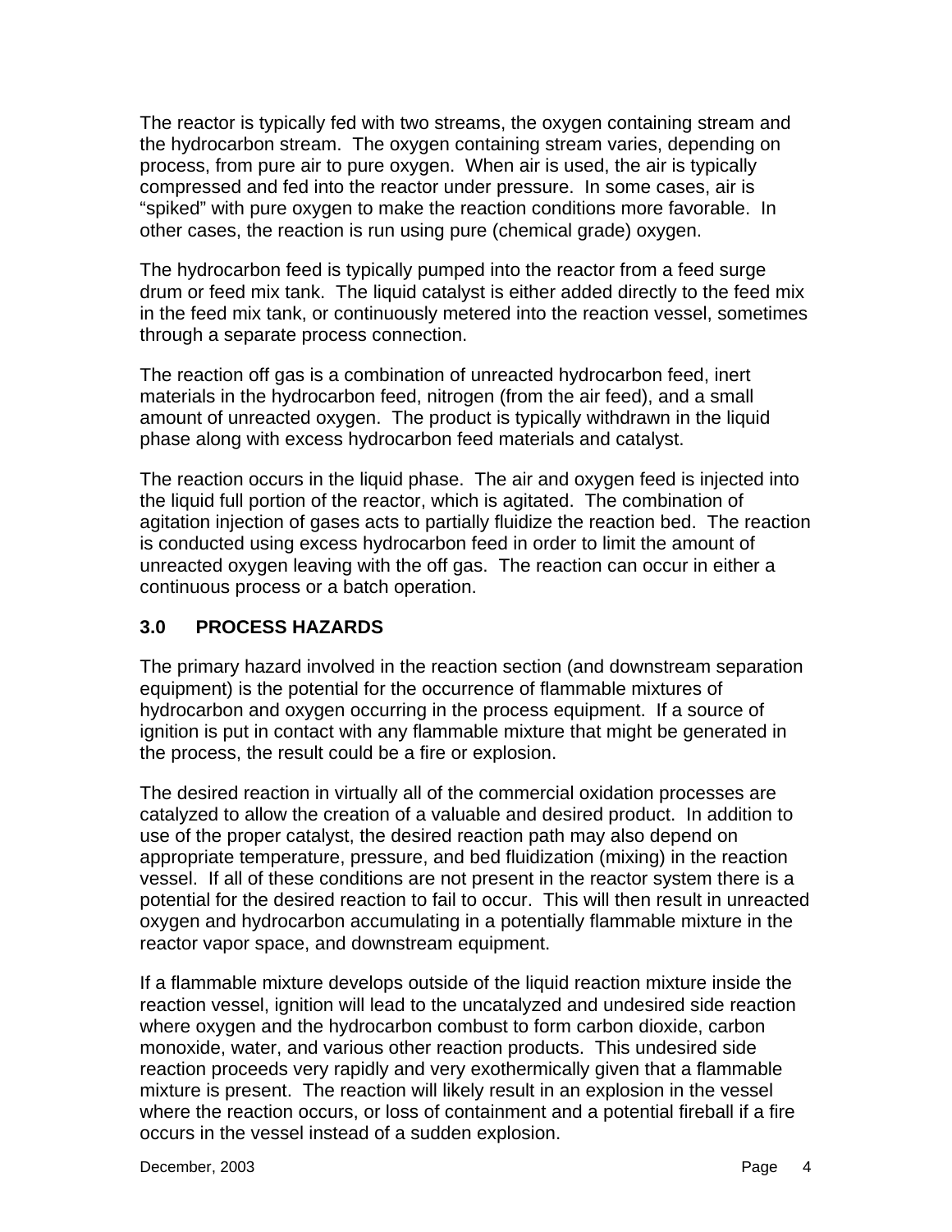The reactor is typically fed with two streams, the oxygen containing stream and the hydrocarbon stream. The oxygen containing stream varies, depending on process, from pure air to pure oxygen. When air is used, the air is typically compressed and fed into the reactor under pressure. In some cases, air is "spiked" with pure oxygen to make the reaction conditions more favorable. In other cases, the reaction is run using pure (chemical grade) oxygen.

The hydrocarbon feed is typically pumped into the reactor from a feed surge drum or feed mix tank. The liquid catalyst is either added directly to the feed mix in the feed mix tank, or continuously metered into the reaction vessel, sometimes through a separate process connection.

The reaction off gas is a combination of unreacted hydrocarbon feed, inert materials in the hydrocarbon feed, nitrogen (from the air feed), and a small amount of unreacted oxygen. The product is typically withdrawn in the liquid phase along with excess hydrocarbon feed materials and catalyst.

The reaction occurs in the liquid phase. The air and oxygen feed is injected into the liquid full portion of the reactor, which is agitated. The combination of agitation injection of gases acts to partially fluidize the reaction bed. The reaction is conducted using excess hydrocarbon feed in order to limit the amount of unreacted oxygen leaving with the off gas. The reaction can occur in either a continuous process or a batch operation.

## 3.0 PROCESS HAZARDS

The primary hazard involved in the reaction section (and downstream separation equipment) is the potential for the occurrence of flammable mixtures of hydrocarbon and oxygen occurring in the process equipment. If a source of ignition is put in contact with any flammable mixture that might be generated in the process, the result could be a fire or explosion.

The desired reaction in virtually all of the commercial oxidation processes are catalyzed to allow the creation of a valuable and desired product. In addition to use of the proper catalyst, the desired reaction path may also depend on appropriate temperature, pressure, and bed fluidization (mixing) in the reaction vessel. If all of these conditions are not present in the reactor system there is a potential for the desired reaction to fail to occur. This will then result in unreacted oxygen and hydrocarbon accumulating in a potentially flammable mixture in the reactor vapor space, and downstream equipment.

If a flammable mixture develops outside of the liquid reaction mixture inside the reaction vessel, ignition will lead to the uncatalyzed and undesired side reaction where oxygen and the hydrocarbon combust to form carbon dioxide, carbon monoxide, water, and various other reaction products. This undesired side reaction proceeds very rapidly and very exothermically given that a flammable mixture is present. The reaction will likely result in an explosion in the vessel where the reaction occurs, or loss of containment and a potential fireball if a fire occurs in the vessel instead of a sudden explosion.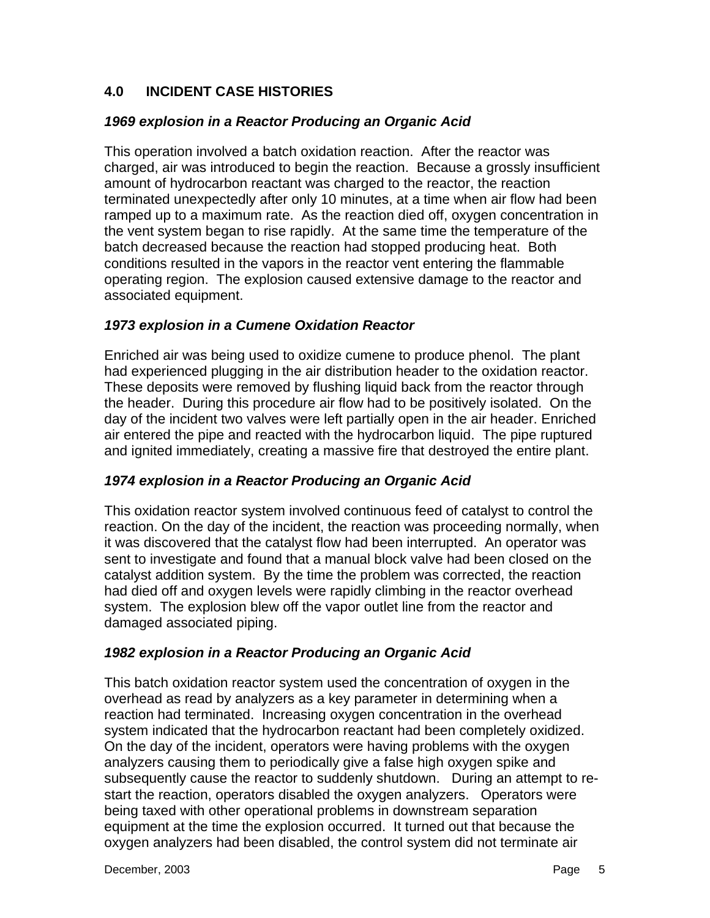## 4.0 INCIDENT CASE HISTORIES

### *1969 explosion in a Reactor Producing an Organic Acid*

This operation involved a batch oxidation reaction. After the reactor was charged, air was introduced to begin the reaction. Because a grossly insufficient amount of hydrocarbon reactant was charged to the reactor, the reaction terminated unexpectedly after only 10 minutes, at a time when air flow had been ramped up to a maximum rate. As the reaction died off, oxygen concentration in the vent system began to rise rapidly. At the same time the temperature of the batch decreased because the reaction had stopped producing heat. Both conditions resulted in the vapors in the reactor vent entering the flammable operating region. The explosion caused extensive damage to the reactor and associated equipment.

### *1973 explosion in a Cumene Oxidation Reactor*

Enriched air was being used to oxidize cumene to produce phenol. The plant had experienced plugging in the air distribution header to the oxidation reactor. These deposits were removed by flushing liquid back from the reactor through the header. During this procedure air flow had to be positively isolated. On the day of the incident two valves were left partially open in the air header. Enriched air entered the pipe and reacted with the hydrocarbon liquid. The pipe ruptured and ignited immediately, creating a massive fire that destroyed the entire plant.

### *1974 explosion in a Reactor Producing an Organic Acid*

This oxidation reactor system involved continuous feed of catalyst to control the reaction. On the day of the incident, the reaction was proceeding normally, when it was discovered that the catalyst flow had been interrupted. An operator was sent to investigate and found that a manual block valve had been closed on the catalyst addition system. By the time the problem was corrected, the reaction had died off and oxygen levels were rapidly climbing in the reactor overhead system. The explosion blew off the vapor outlet line from the reactor and damaged associated piping.

### *1982 explosion in a Reactor Producing an Organic Acid*

This batch oxidation reactor system used the concentration of oxygen in the overhead as read by analyzers as a key parameter in determining when a reaction had terminated. Increasing oxygen concentration in the overhead system indicated that the hydrocarbon reactant had been completely oxidized. On the day of the incident, operators were having problems with the oxygen analyzers causing them to periodically give a false high oxygen spike and subsequently cause the reactor to suddenly shutdown. During an attempt to re-start the reaction, operators disabled the oxygen analyzers. Operators were being taxed with other operational problems in downstream separation equipment at the time the explosion occurred. It turned out that because the oxygen analyzers had been disabled, the control system did not terminate air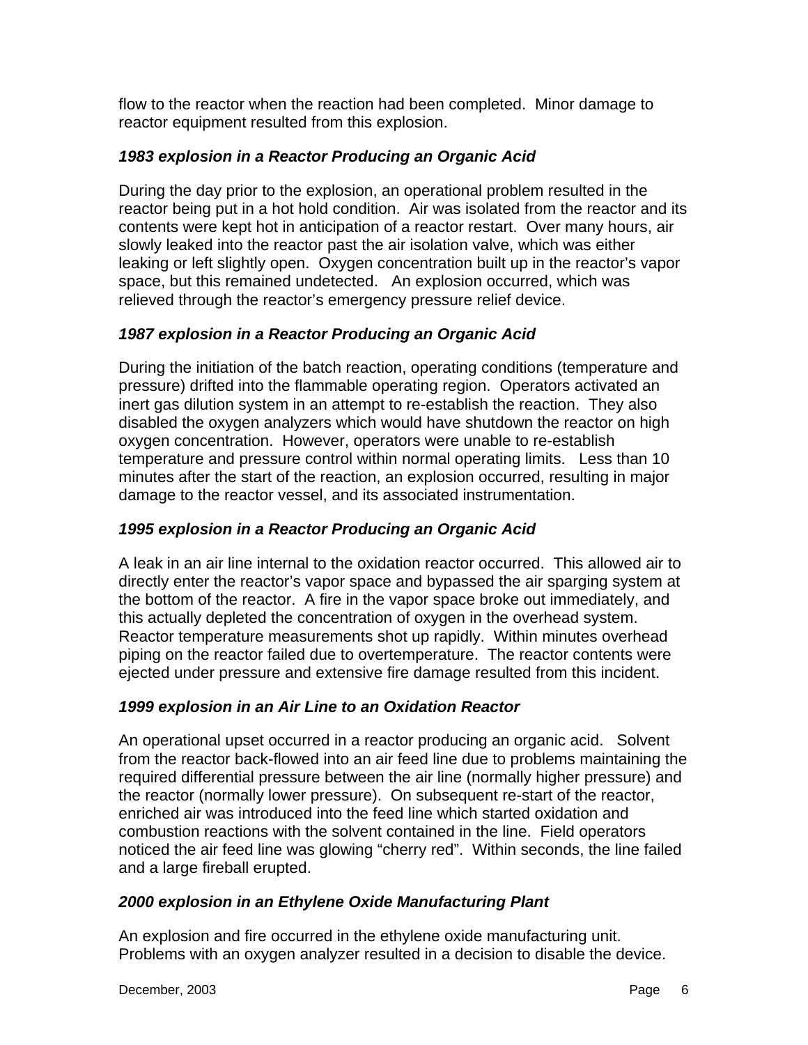flow to the reactor when the reaction had been completed. Minor damage to reactor equipment resulted from this explosion.

***1983 explosion in a Reactor Producing an Organic Acid***

During the day prior to the explosion, an operational problem resulted in the reactor being put in a hot hold condition. Air was isolated from the reactor and its contents were kept hot in anticipation of a reactor restart. Over many hours, air slowly leaked into the reactor past the air isolation valve, which was either leaking or left slightly open. Oxygen concentration built up in the reactor's vapor space, but this remained undetected. An explosion occurred, which was relieved through the reactor's emergency pressure relief device.

***1987 explosion in a Reactor Producing an Organic Acid***

During the initiation of the batch reaction, operating conditions (temperature and pressure) drifted into the flammable operating region. Operators activated an inert gas dilution system in an attempt to re-establish the reaction. They also disabled the oxygen analyzers which would have shutdown the reactor on high oxygen concentration. However, operators were unable to re-establish temperature and pressure control within normal operating limits. Less than 10 minutes after the start of the reaction, an explosion occurred, resulting in major damage to the reactor vessel, and its associated instrumentation.

***1995 explosion in a Reactor Producing an Organic Acid***

A leak in an air line internal to the oxidation reactor occurred. This allowed air to directly enter the reactor's vapor space and bypassed the air sparging system at the bottom of the reactor. A fire in the vapor space broke out immediately, and this actually depleted the concentration of oxygen in the overhead system. Reactor temperature measurements shot up rapidly. Within minutes overhead piping on the reactor failed due to overtemperature. The reactor contents were ejected under pressure and extensive fire damage resulted from this incident.

***1999 explosion in an Air Line to an Oxidation Reactor***

An operational upset occurred in a reactor producing an organic acid. Solvent from the reactor back-flowed into an air feed line due to problems maintaining the required differential pressure between the air line (normally higher pressure) and the reactor (normally lower pressure). On subsequent re-start of the reactor, enriched air was introduced into the feed line which started oxidation and combustion reactions with the solvent contained in the line. Field operators noticed the air feed line was glowing "cherry red". Within seconds, the line failed and a large fireball erupted.

***2000 explosion in an Ethylene Oxide Manufacturing Plant***

An explosion and fire occurred in the ethylene oxide manufacturing unit. Problems with an oxygen analyzer resulted in a decision to disable the device.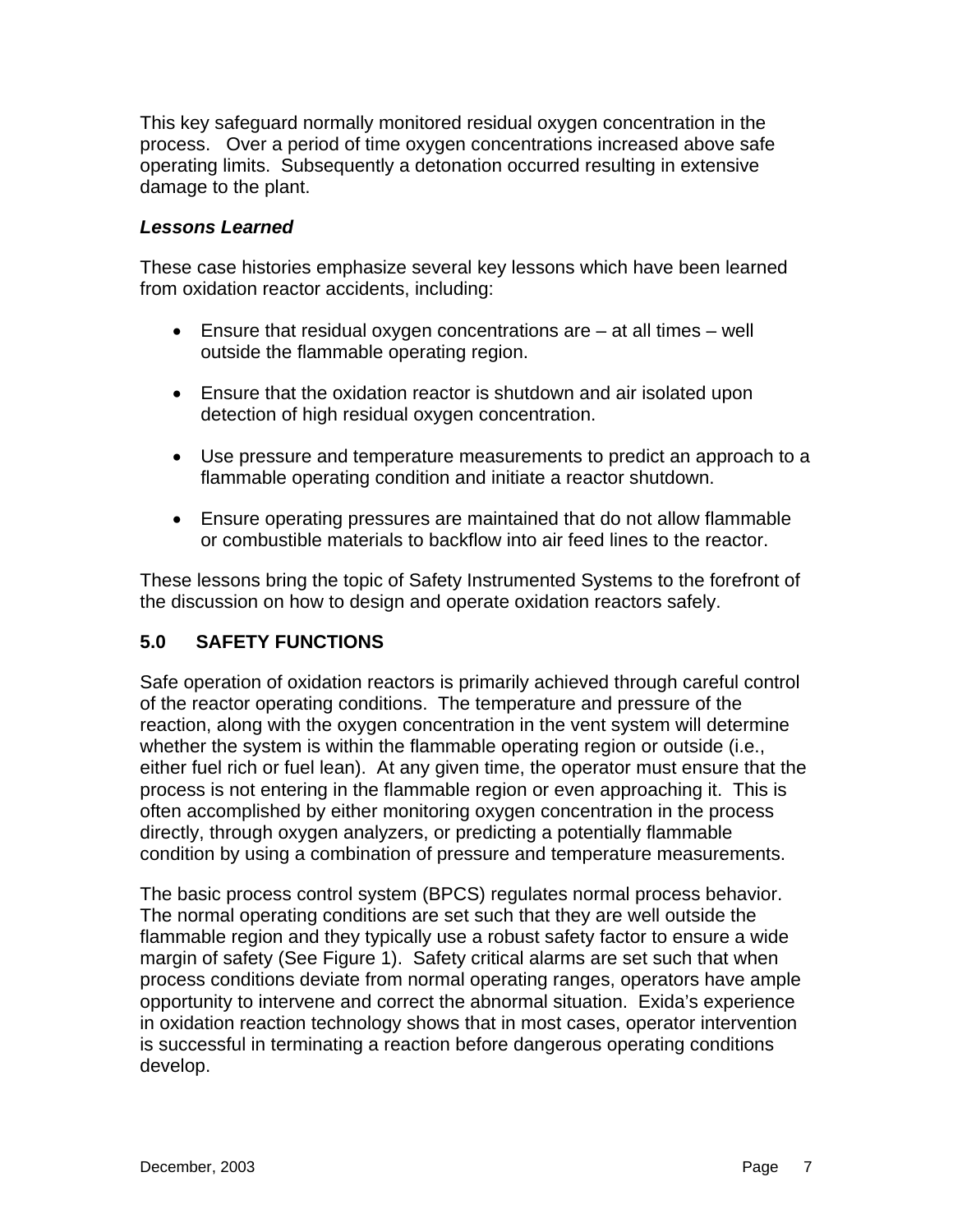This key safeguard normally monitored residual oxygen concentration in the process. Over a period of time oxygen concentrations increased above safe operating limits. Subsequently a detonation occurred resulting in extensive damage to the plant.

***Lessons Learned***

These case histories emphasize several key lessons which have been learned from oxidation reactor accidents, including:

- Ensure that residual oxygen concentrations are – at all times – well outside the flammable operating region.
- Ensure that the oxidation reactor is shutdown and air isolated upon detection of high residual oxygen concentration.
- Use pressure and temperature measurements to predict an approach to a flammable operating condition and initiate a reactor shutdown.
- Ensure operating pressures are maintained that do not allow flammable or combustible materials to backflow into air feed lines to the reactor.

These lessons bring the topic of Safety Instrumented Systems to the forefront of the discussion on how to design and operate oxidation reactors safely.

## 5.0 SAFETY FUNCTIONS

Safe operation of oxidation reactors is primarily achieved through careful control of the reactor operating conditions. The temperature and pressure of the reaction, along with the oxygen concentration in the vent system will determine whether the system is within the flammable operating region or outside (i.e., either fuel rich or fuel lean). At any given time, the operator must ensure that the process is not entering in the flammable region or even approaching it. This is often accomplished by either monitoring oxygen concentration in the process directly, through oxygen analyzers, or predicting a potentially flammable condition by using a combination of pressure and temperature measurements.

The basic process control system (BPCS) regulates normal process behavior. The normal operating conditions are set such that they are well outside the flammable region and they typically use a robust safety factor to ensure a wide margin of safety (See Figure 1). Safety critical alarms are set such that when process conditions deviate from normal operating ranges, operators have ample opportunity to intervene and correct the abnormal situation. Exida's experience in oxidation reaction technology shows that in most cases, operator intervention is successful in terminating a reaction before dangerous operating conditions develop.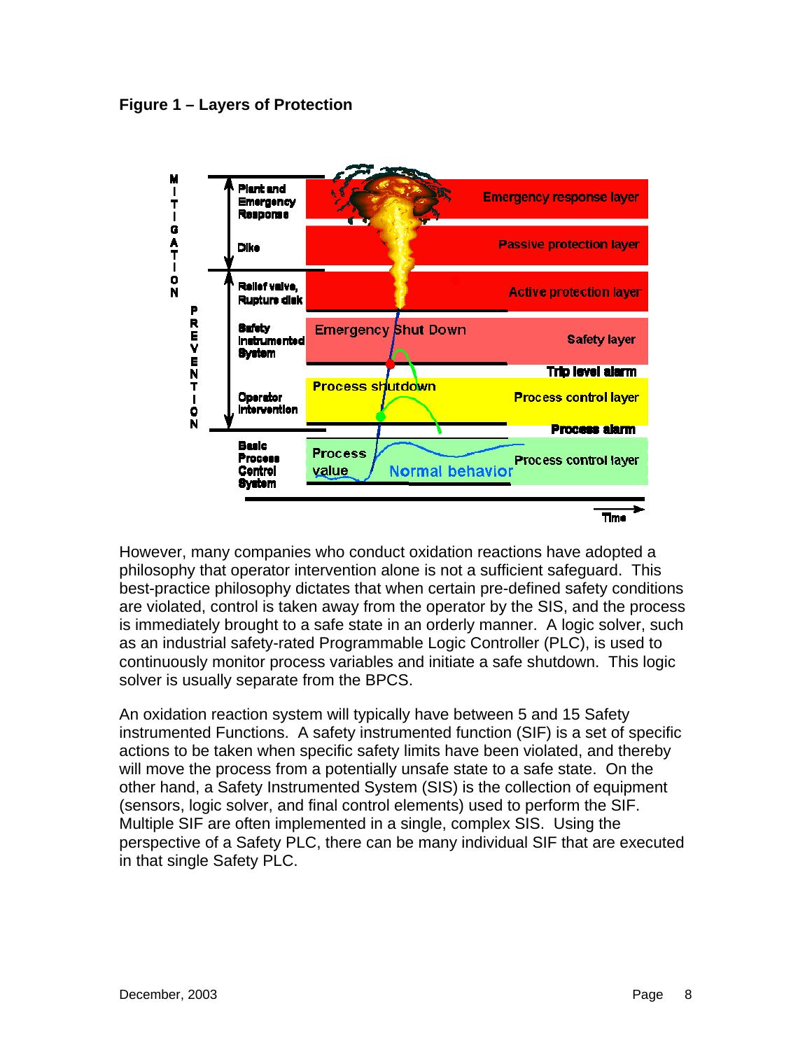**Figure 1 – Layers of Protection**

However, many companies who conduct oxidation reactions have adopted a philosophy that operator intervention alone is not a sufficient safeguard. This best-practice philosophy dictates that when certain pre-defined safety conditions are violated, control is taken away from the operator by the SIS, and the process is immediately brought to a safe state in an orderly manner. A logic solver, such as an industrial safety-rated Programmable Logic Controller (PLC), is used to continuously monitor process variables and initiate a safe shutdown. This logic solver is usually separate from the BPCS.

An oxidation reaction system will typically have between 5 and 15 Safety instrumented Functions. A safety instrumented function (SIF) is a set of specific actions to be taken when specific safety limits have been violated, and thereby will move the process from a potentially unsafe state to a safe state. On the other hand, a Safety Instrumented System (SIS) is the collection of equipment (sensors, logic solver, and final control elements) used to perform the SIF. Multiple SIF are often implemented in a single, complex SIS. Using the perspective of a Safety PLC, there can be many individual SIF that are executed in that single Safety PLC.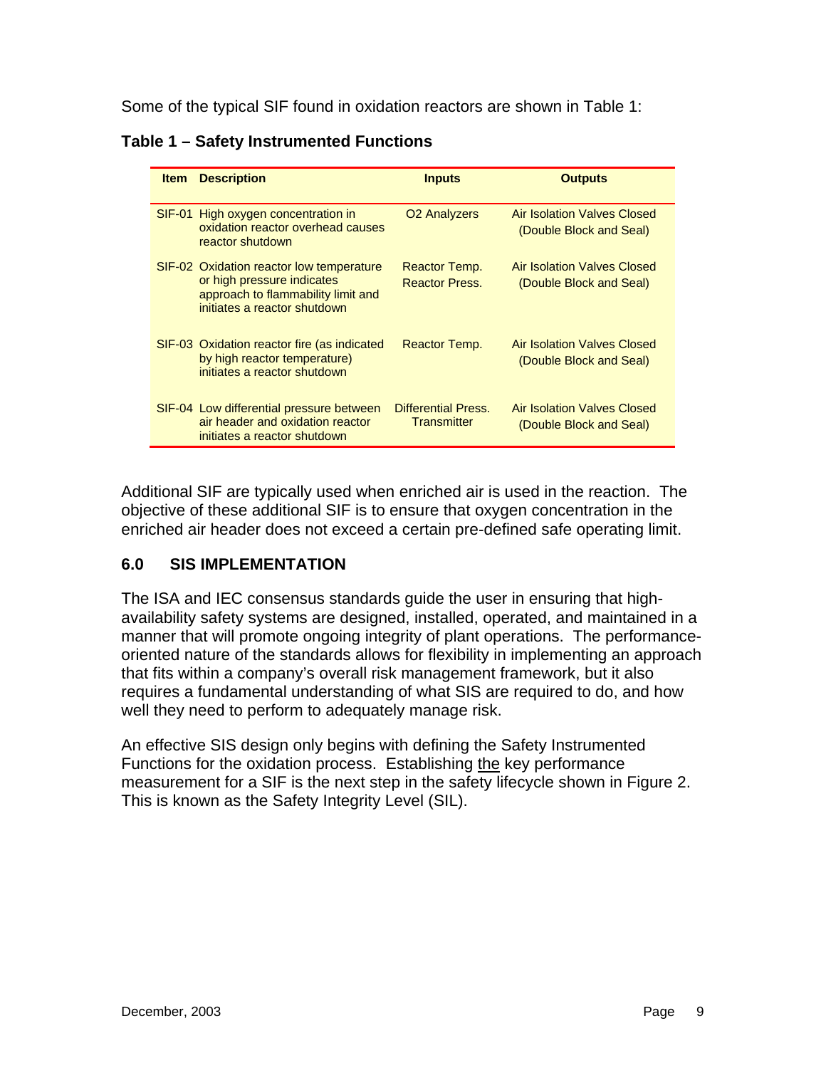Some of the typical SIF found in oxidation reactors are shown in Table 1:

**Table 1 – Safety Instrumented Functions**

| Item | Description | Inputs | Outputs |
|---|---|---|---|
| SIF-01 | High oxygen concentration in oxidation reactor overhead causes reactor shutdown | O2 Analyzers | Air Isolation Valves Closed (Double Block and Seal) |
| SIF-02 | Oxidation reactor low temperature or high pressure indicates approach to flammability limit and initiates a reactor shutdown | Reactor Temp. Reactor Press. | Air Isolation Valves Closed (Double Block and Seal) |
| SIF-03 | Oxidation reactor fire (as indicated by high reactor temperature) initiates a reactor shutdown | Reactor Temp. | Air Isolation Valves Closed (Double Block and Seal) |
| SIF-04 | Low differential pressure between air header and oxidation reactor initiates a reactor shutdown | Differential Press. Transmitter | Air Isolation Valves Closed (Double Block and Seal) |

Additional SIF are typically used when enriched air is used in the reaction. The objective of these additional SIF is to ensure that oxygen concentration in the enriched air header does not exceed a certain pre-defined safe operating limit.

## 6.0 SIS IMPLEMENTATION

The ISA and IEC consensus standards guide the user in ensuring that high-availability safety systems are designed, installed, operated, and maintained in a manner that will promote ongoing integrity of plant operations. The performance-oriented nature of the standards allows for flexibility in implementing an approach that fits within a company's overall risk management framework, but it also requires a fundamental understanding of what SIS are required to do, and how well they need to perform to adequately manage risk.

An effective SIS design only begins with defining the Safety Instrumented Functions for the oxidation process. Establishing the key performance measurement for a SIF is the next step in the safety lifecycle shown in Figure 2. This is known as the Safety Integrity Level (SIL).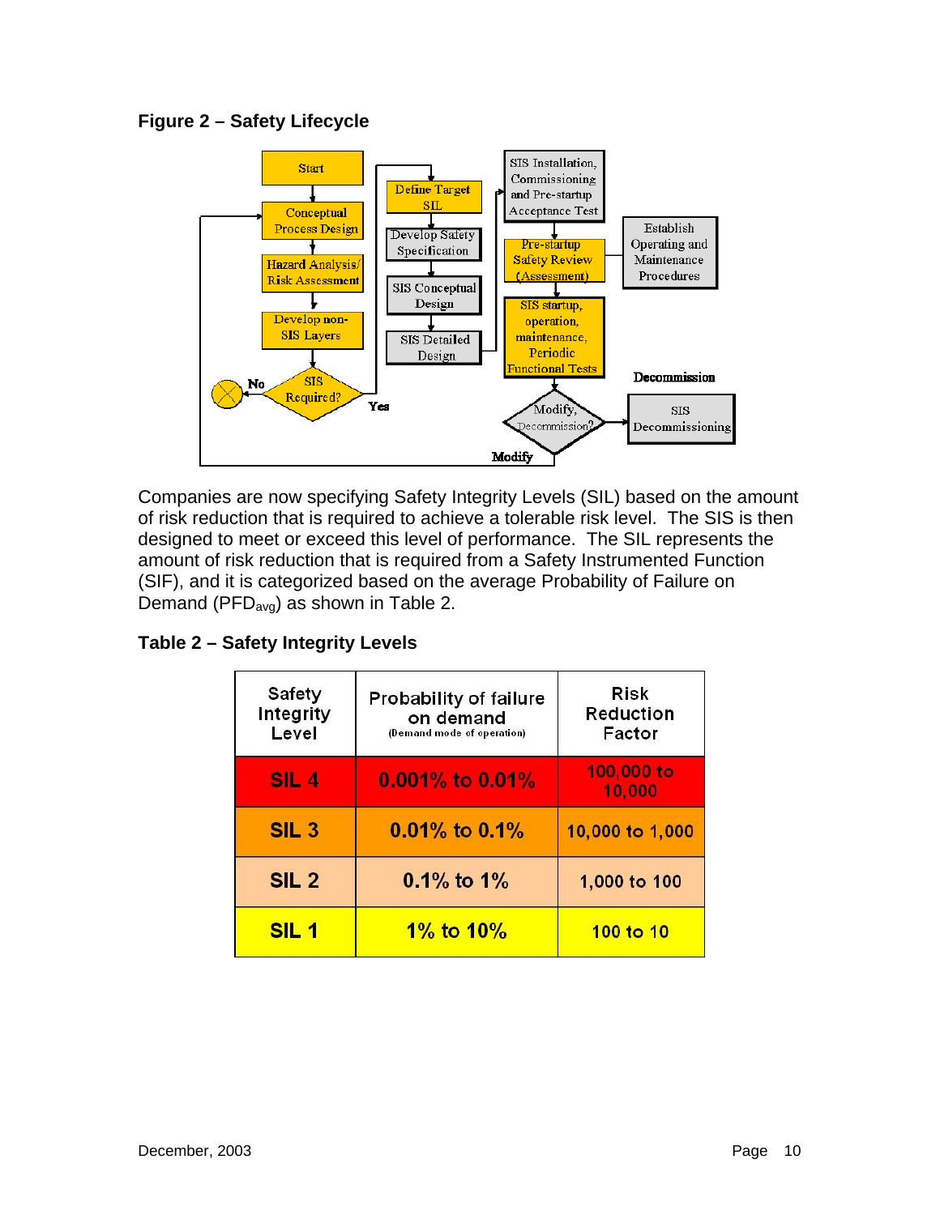**Figure 2 – Safety Lifecycle**

Companies are now specifying Safety Integrity Levels (SIL) based on the amount of risk reduction that is required to achieve a tolerable risk level. The SIS is then designed to meet or exceed this level of performance. The SIL represents the amount of risk reduction that is required from a Safety Instrumented Function (SIF), and it is categorized based on the average Probability of Failure on Demand ($PFD_{avg}$) as shown in Table 2.

**Table 2 – Safety Integrity Levels**

| Safety Integrity Level | Probability of failure on demand (Demand mode of operation) | Risk Reduction Factor |
|---|---|---|
| SIL 4 | 0.001% to 0.01% | 100,000 to 10,000 |
| SIL 3 | 0.01% to 0.1% | 10,000 to 1,000 |
| SIL 2 | 0.1% to 1% | 1,000 to 100 |
| SIL 1 | 1% to 10% | 100 to 10 |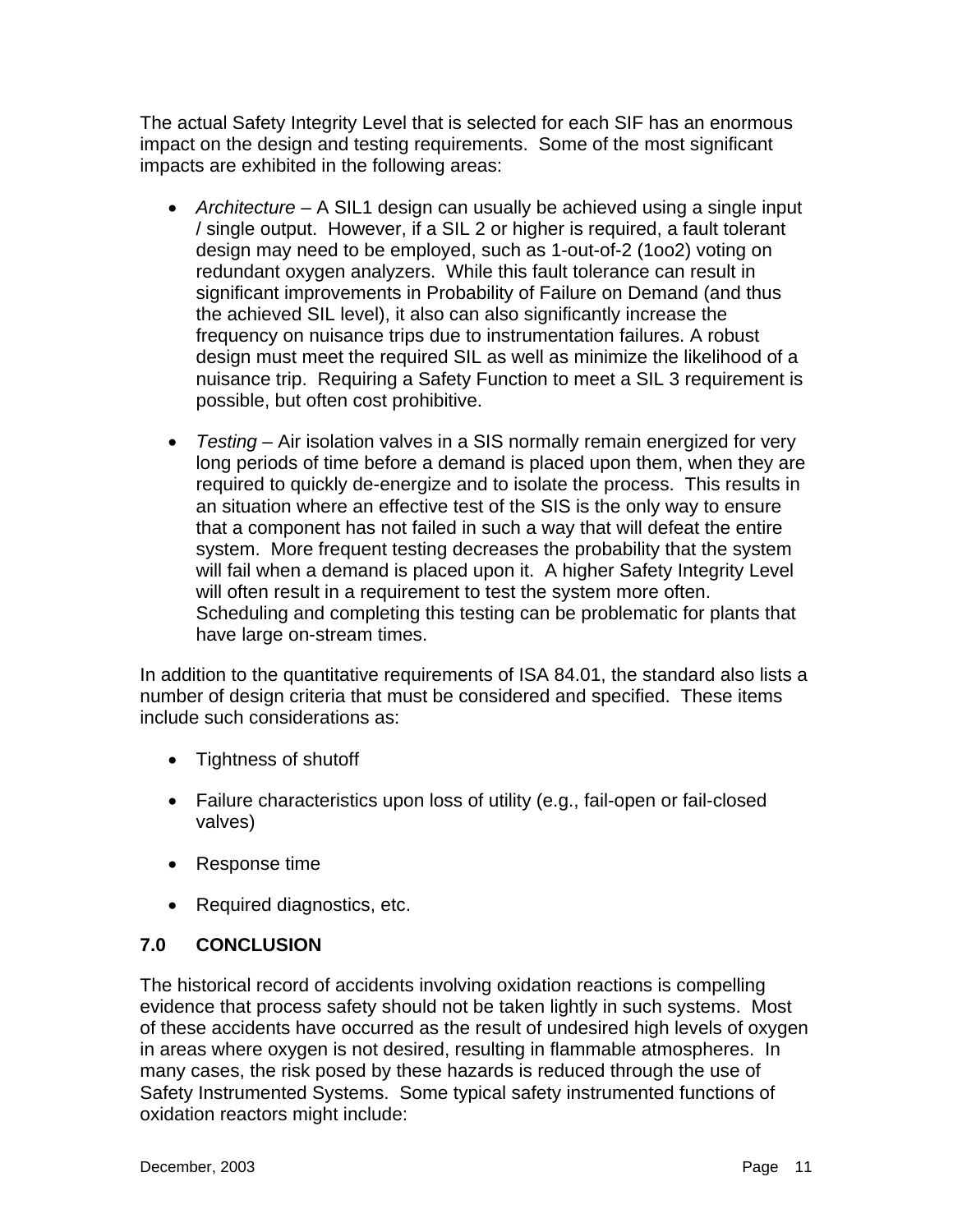The actual Safety Integrity Level that is selected for each SIF has an enormous impact on the design and testing requirements. Some of the most significant impacts are exhibited in the following areas:

- *Architecture* – A SIL1 design can usually be achieved using a single input / single output. However, if a SIL 2 or higher is required, a fault tolerant design may need to be employed, such as 1-out-of-2 (1oo2) voting on redundant oxygen analyzers. While this fault tolerance can result in significant improvements in Probability of Failure on Demand (and thus the achieved SIL level), it also can also significantly increase the frequency on nuisance trips due to instrumentation failures. A robust design must meet the required SIL as well as minimize the likelihood of a nuisance trip. Requiring a Safety Function to meet a SIL 3 requirement is possible, but often cost prohibitive.

- *Testing* – Air isolation valves in a SIS normally remain energized for very long periods of time before a demand is placed upon them, when they are required to quickly de-energize and to isolate the process. This results in an situation where an effective test of the SIS is the only way to ensure that a component has not failed in such a way that will defeat the entire system. More frequent testing decreases the probability that the system will fail when a demand is placed upon it. A higher Safety Integrity Level will often result in a requirement to test the system more often. Scheduling and completing this testing can be problematic for plants that have large on-stream times.

In addition to the quantitative requirements of ISA 84.01, the standard also lists a number of design criteria that must be considered and specified. These items include such considerations as:

- Tightness of shutoff
- Failure characteristics upon loss of utility (e.g., fail-open or fail-closed valves)
- Response time
- Required diagnostics, etc.

## 7.0 CONCLUSION

The historical record of accidents involving oxidation reactions is compelling evidence that process safety should not be taken lightly in such systems. Most of these accidents have occurred as the result of undesired high levels of oxygen in areas where oxygen is not desired, resulting in flammable atmospheres. In many cases, the risk posed by these hazards is reduced through the use of Safety Instrumented Systems. Some typical safety instrumented functions of oxidation reactors might include: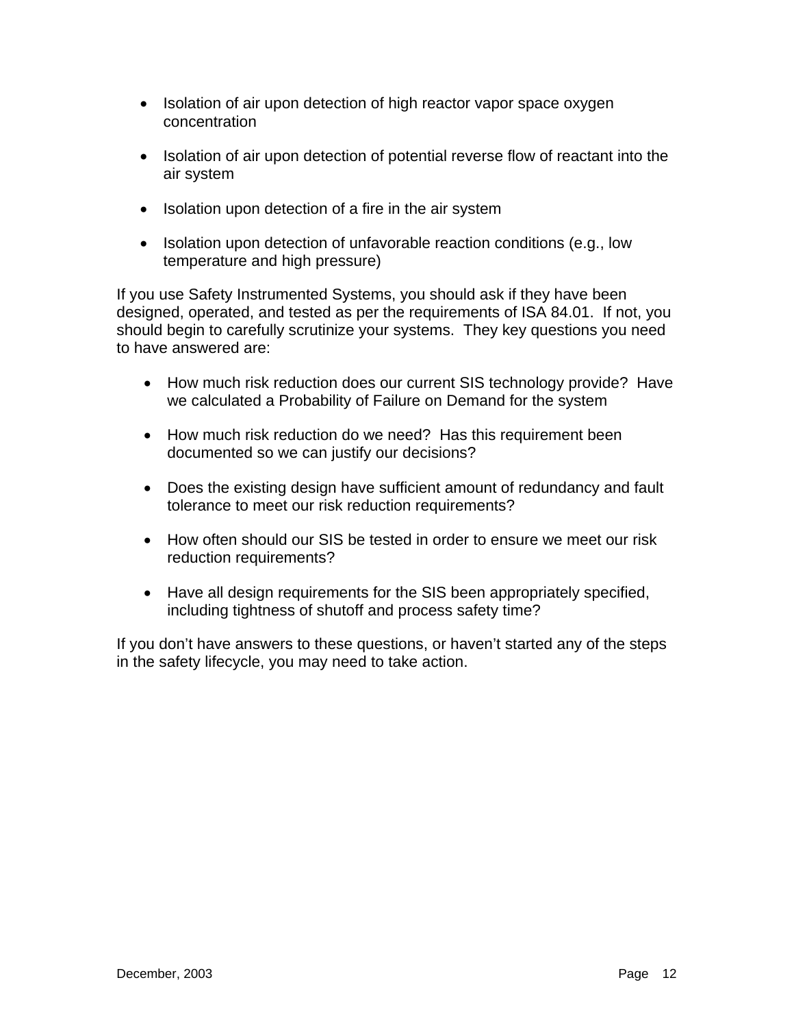- Isolation of air upon detection of high reactor vapor space oxygen concentration

- Isolation of air upon detection of potential reverse flow of reactant into the air system

- Isolation upon detection of a fire in the air system

- Isolation upon detection of unfavorable reaction conditions (e.g., low temperature and high pressure)

If you use Safety Instrumented Systems, you should ask if they have been designed, operated, and tested as per the requirements of ISA 84.01. If not, you should begin to carefully scrutinize your systems. They key questions you need to have answered are:

- How much risk reduction does our current SIS technology provide? Have we calculated a Probability of Failure on Demand for the system

- How much risk reduction do we need? Has this requirement been documented so we can justify our decisions?

- Does the existing design have sufficient amount of redundancy and fault tolerance to meet our risk reduction requirements?

- How often should our SIS be tested in order to ensure we meet our risk reduction requirements?

- Have all design requirements for the SIS been appropriately specified, including tightness of shutoff and process safety time?

If you don't have answers to these questions, or haven't started any of the steps in the safety lifecycle, you may need to take action.